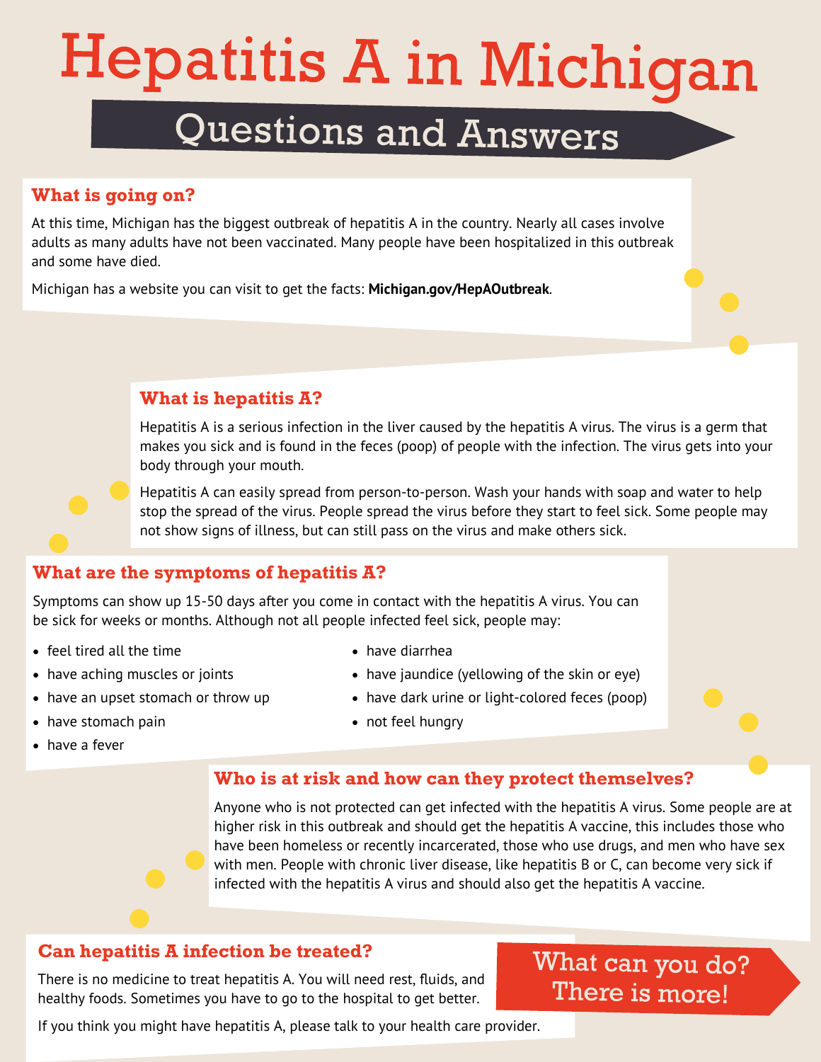# Hepatitis A in Michigan

## Questions and Answers

### What is going on?

At this time, Michigan has the biggest outbreak of hepatitis A in the country. Nearly all cases involve adults as many adults have not been vaccinated. Many people have been hospitalized in this outbreak and some have died.

Michigan has a website you can visit to get the facts: **Michigan.gov/HepAOutbreak**.

### What is hepatitis A?

Hepatitis A is a serious infection in the liver caused by the hepatitis A virus. The virus is a germ that makes you sick and is found in the feces (poop) of people with the infection. The virus gets into your body through your mouth.

Hepatitis A can easily spread from person-to-person. Wash your hands with soap and water to help stop the spread of the virus. People spread the virus before they start to feel sick. Some people may not show signs of illness, but can still pass on the virus and make others sick.

### What are the symptoms of hepatitis A?

Symptoms can show up 15-50 days after you come in contact with the hepatitis A virus. You can be sick for weeks or months. Although not all people infected feel sick, people may:

- feel tired all the time
- have aching muscles or joints
- have an upset stomach or throw up
- have stomach pain
- have a fever
- have diarrhea
- have jaundice (yellowing of the skin or eye)
- have dark urine or light-colored feces (poop)
- not feel hungry

### Who is at risk and how can they protect themselves?

Anyone who is not protected can get infected with the hepatitis A virus. Some people are at higher risk in this outbreak and should get the hepatitis A vaccine, this includes those who have been homeless or recently incarcerated, those who use drugs, and men who have sex with men. People with chronic liver disease, like hepatitis B or C, can become very sick if infected with the hepatitis A virus and should also get the hepatitis A vaccine.

### Can hepatitis A infection be treated?

There is no medicine to treat hepatitis A. You will need rest, fluids, and healthy foods. Sometimes you have to go to the hospital to get better.

If you think you might have hepatitis A, please talk to your health care provider.

What can you do? There is more!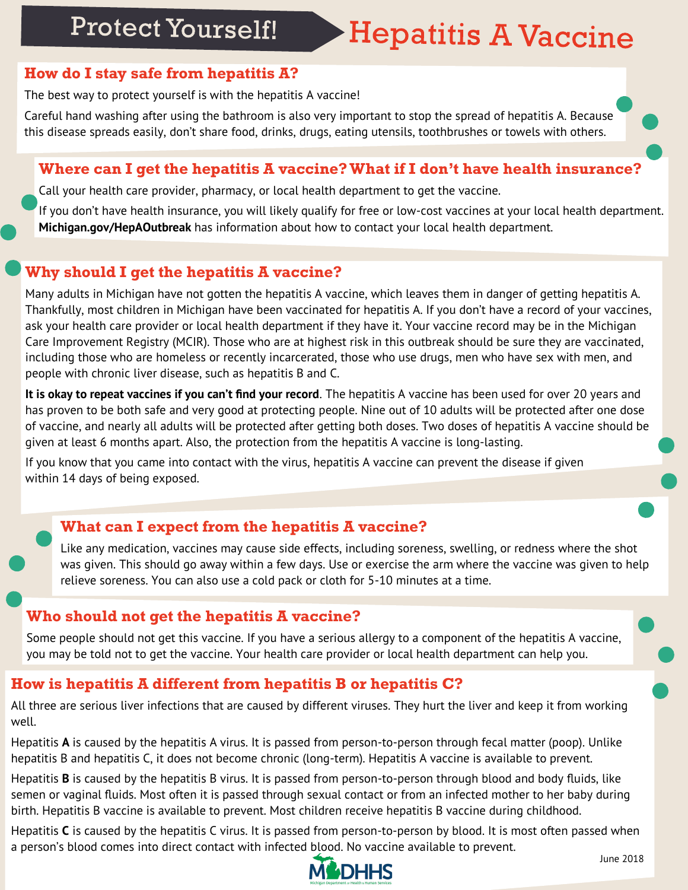# Protect Yourself! Hepatitis A Vaccine

## How do I stay safe from hepatitis A?

The best way to protect yourself is with the hepatitis A vaccine!

Careful hand washing after using the bathroom is also very important to stop the spread of hepatitis A. Because this disease spreads easily, don't share food, drinks, drugs, eating utensils, toothbrushes or towels with others.

## Where can I get the hepatitis A vaccine? What if I don't have health insurance?

Call your health care provider, pharmacy, or local health department to get the vaccine.

If you don't have health insurance, you will likely qualify for free or low-cost vaccines at your local health department. **Michigan.gov/HepAOutbreak** has information about how to contact your local health department.

## Why should I get the hepatitis A vaccine?

Many adults in Michigan have not gotten the hepatitis A vaccine, which leaves them in danger of getting hepatitis A. Thankfully, most children in Michigan have been vaccinated for hepatitis A. If you don't have a record of your vaccines, ask your health care provider or local health department if they have it. Your vaccine record may be in the Michigan Care Improvement Registry (MCIR). Those who are at highest risk in this outbreak should be sure they are vaccinated, including those who are homeless or recently incarcerated, those who use drugs, men who have sex with men, and people with chronic liver disease, such as hepatitis B and C.

**It is okay to repeat vaccines if you can't find your record**. The hepatitis A vaccine has been used for over 20 years and has proven to be both safe and very good at protecting people. Nine out of 10 adults will be protected after one dose of vaccine, and nearly all adults will be protected after getting both doses. Two doses of hepatitis A vaccine should be given at least 6 months apart. Also, the protection from the hepatitis A vaccine is long-lasting.

If you know that you came into contact with the virus, hepatitis A vaccine can prevent the disease if given within 14 days of being exposed.

## What can I expect from the hepatitis A vaccine?

Like any medication, vaccines may cause side effects, including soreness, swelling, or redness where the shot was given. This should go away within a few days. Use or exercise the arm where the vaccine was given to help relieve soreness. You can also use a cold pack or cloth for 5-10 minutes at a time.

## Who should not get the hepatitis A vaccine?

Some people should not get this vaccine. If you have a serious allergy to a component of the hepatitis A vaccine, you may be told not to get the vaccine. Your health care provider or local health department can help you.

## How is hepatitis A different from hepatitis B or hepatitis C?

All three are serious liver infections that are caused by different viruses. They hurt the liver and keep it from working well.

Hepatitis **A** is caused by the hepatitis A virus. It is passed from person-to-person through fecal matter (poop). Unlike hepatitis B and hepatitis C, it does not become chronic (long-term). Hepatitis A vaccine is available to prevent.

Hepatitis **B** is caused by the hepatitis B virus. It is passed from person-to-person through blood and body fluids, like semen or vaginal fluids. Most often it is passed through sexual contact or from an infected mother to her baby during birth. Hepatitis B vaccine is available to prevent. Most children receive hepatitis B vaccine during childhood.

Hepatitis **C** is caused by the hepatitis C virus. It is passed from person-to-person by blood. It is most often passed when a person's blood comes into direct contact with infected blood. No vaccine available to prevent.

MDHHS Michigan Department of Health & Human Services

June 2018